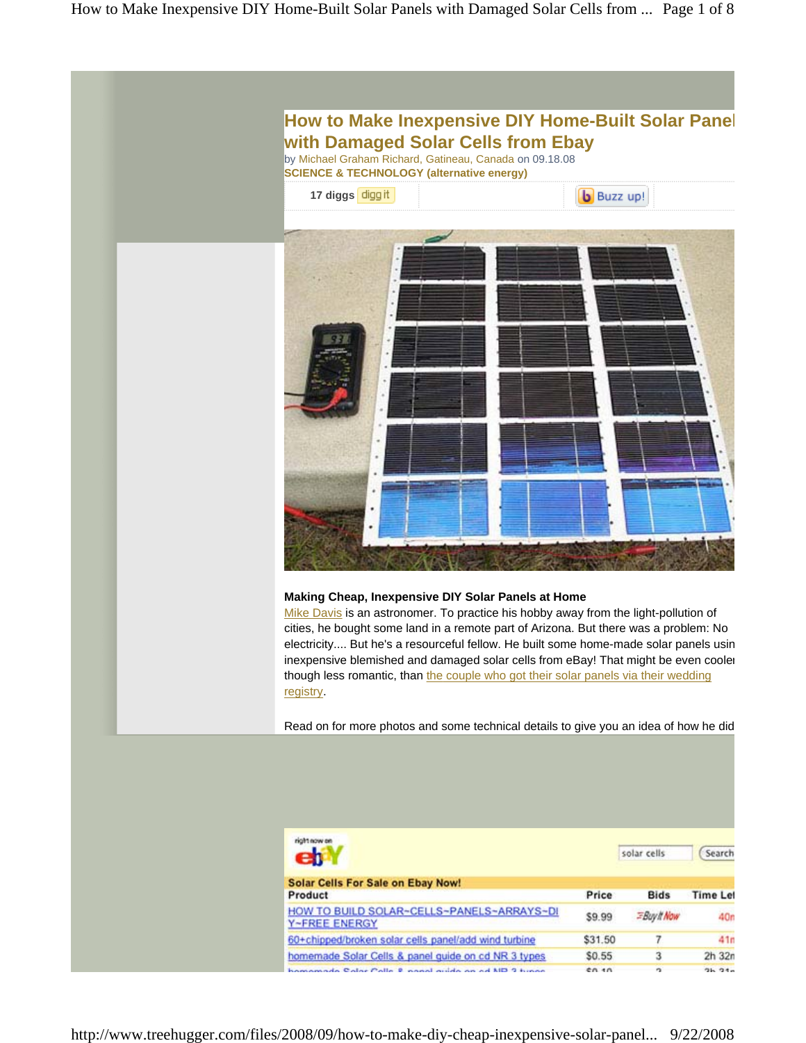# How to Make Inexpensive DIY Home-Built Solar Panel with Damaged Solar Cells from Ebay

by Michael Graham Richard, Gatineau, Canada on 09.18.08

**SCIENCE & TECHNOLOGY (alternative energy)**

17 diggs digg it | Buzz up!

**Making Cheap, Inexpensive DIY Solar Panels at Home**

Mike Davis is an astronomer. To practice his hobby away from the light-pollution of cities, he bought some land in a remote part of Arizona. But there was a problem: No electricity.... But he's a resourceful fellow. He built some home-made solar panels usin inexpensive blemished and damaged solar cells from eBay! That might be even coole though less romantic, than the couple who got their solar panels via their wedding registry.

Read on for more photos and some technical details to give you an idea of how he did

right now on ebay

solar cells | Search

**Solar Cells For Sale on Ebay Now!**

| Product | Price | Bids | Time Let |
|---|---|---|---|
| HOW TO BUILD SOLAR-CELLS-PANELS-ARRAYS-DI Y-FREE ENERGY | $9.99 | Buy It Now | 40 |
| 60+chipped/broken solar cells panel/add wind turbine | $31.50 | 7 | 41 |
| homemade Solar Cells & panel guide on cd NR 3 types | $0.55 | 3 | 2h 32 |
| homemade Solar Cells & panel guide on cd NR 3 types | $0.10 | 2 | 2h 31 |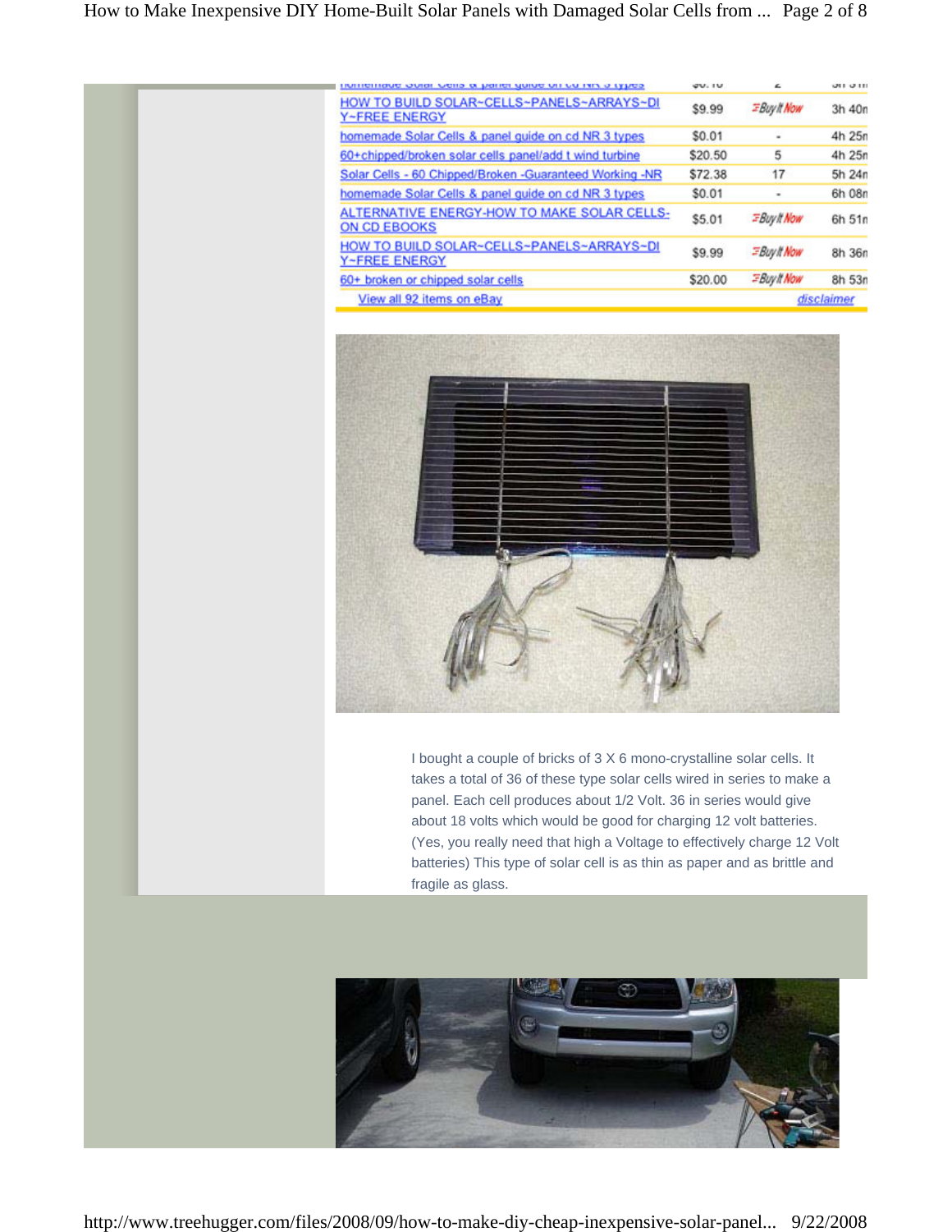| | | | |
|---|---|---|---|
| HOW TO BUILD SOLAR~CELLS~PANELS~ARRAYS~DIY~FREE ENERGY | $9.99 | Buy It Now | 3h 40m |
| homemade Solar Cells & panel guide on cd NR 3 types | $0.01 | - | 4h 25m |
| 60+chipped/broken solar cells panel/add t wind turbine | $20.50 | 5 | 4h 25m |
| Solar Cells - 60 Chipped/Broken -Guaranteed Working -NR | $72.38 | 17 | 5h 24m |
| homemade Solar Cells & panel guide on cd NR 3 types | $0.01 | - | 6h 08m |
| ALTERNATIVE ENERGY-HOW TO MAKE SOLAR CELLS-ON CD EBOOKS | $5.01 | Buy It Now | 6h 51m |
| HOW TO BUILD SOLAR~CELLS~PANELS~ARRAYS~DIY~FREE ENERGY | $9.99 | Buy It Now | 8h 36m |
| 60+ broken or chipped solar cells | $20.00 | Buy It Now | 8h 53m |

View all 92 items on eBay — disclaimer

I bought a couple of bricks of 3 X 6 mono-crystalline solar cells. It takes a total of 36 of these type solar cells wired in series to make a panel. Each cell produces about 1/2 Volt. 36 in series would give about 18 volts which would be good for charging 12 volt batteries. (Yes, you really need that high a Voltage to effectively charge 12 Volt batteries) This type of solar cell is as thin as paper and as brittle and fragile as glass.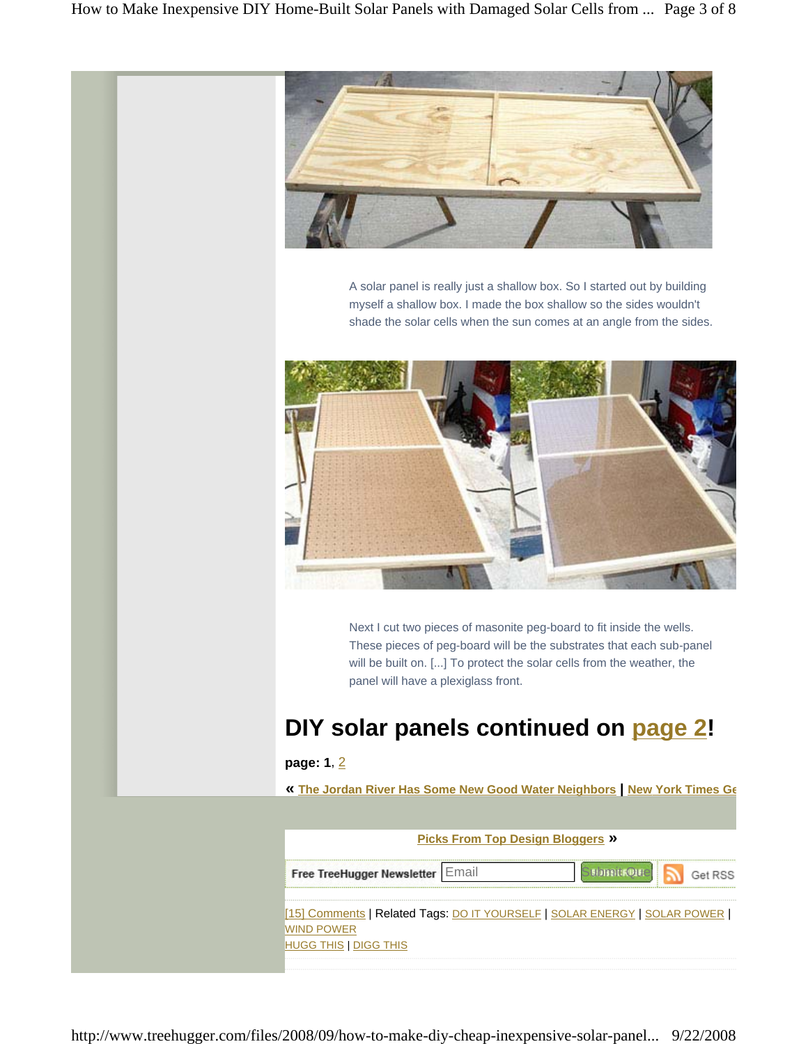A solar panel is really just a shallow box. So I started out by building myself a shallow box. I made the box shallow so the sides wouldn't shade the solar cells when the sun comes at an angle from the sides.

Next I cut two pieces of masonite peg-board to fit inside the wells. These pieces of peg-board will be the substrates that each sub-panel will be built on. [...] To protect the solar cells from the weather, the panel will have a plexiglass front.

## DIY solar panels continued on page 2!

**page: 1**, 2

« The Jordan River Has Some New Good Water Neighbors | New York Times Ge

Picks From Top Design Bloggers »

Free TreeHugger Newsletter Email Submit Query Get RSS

[15] Comments | Related Tags: DO IT YOURSELF | SOLAR ENERGY | SOLAR POWER | WIND POWER
HUGG THIS | DIGG THIS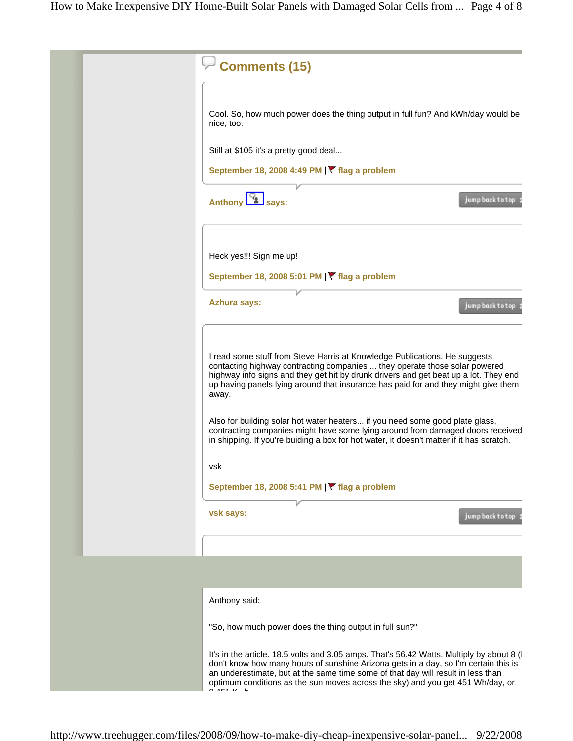## Comments (15)

Cool. So, how much power does the thing output in full fun? And kWh/day would be nice, too.

Still at $105 it's a pretty good deal...

September 18, 2008 4:49 PM | flag a problem

**Anthony says:**

jump back to top

Heck yes!!! Sign me up!

September 18, 2008 5:01 PM | flag a problem

**Azhura says:**

jump back to top

I read some stuff from Steve Harris at Knowledge Publications. He suggests contacting highway contracting companies ... they operate those solar powered highway info signs and they get hit by drunk drivers and get beat up a lot. They end up having panels lying around that insurance has paid for and they might give them away.

Also for building solar hot water heaters... if you need some good plate glass, contracting companies might have some lying around from damaged doors received in shipping. If you're buiding a box for hot water, it doesn't matter if it has scratch.

vsk

September 18, 2008 5:41 PM | flag a problem

**vsk says:**

jump back to top

Anthony said:

"So, how much power does the thing output in full sun?"

It's in the article. 18.5 volts and 3.05 amps. That's 56.42 Watts. Multiply by about 8 (I don't know how many hours of sunshine Arizona gets in a day, so I'm certain this is an underestimate, but at the same time some of that day will result in less than optimum conditions as the sun moves across the sky) and you get 451 Wh/day, or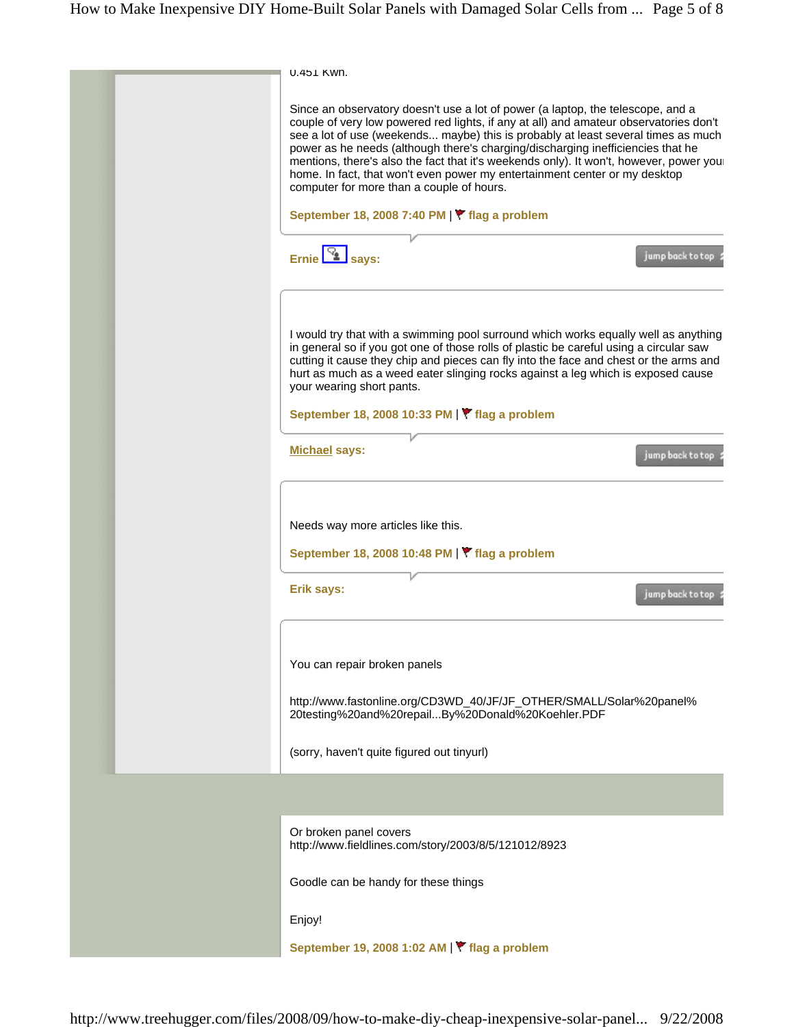0.451 Kwh.

Since an observatory doesn't use a lot of power (a laptop, the telescope, and a couple of very low powered red lights, if any at all) and amateur observatories don't see a lot of use (weekends... maybe) this is probably at least several times as much power as he needs (although there's charging/discharging inefficiencies that he mentions, there's also the fact that it's weekends only). It won't, however, power your home. In fact, that won't even power my entertainment center or my desktop computer for more than a couple of hours.

**September 18, 2008 7:40 PM** | **flag a problem**

**Ernie says:**

jump back to top

I would try that with a swimming pool surround which works equally well as anything in general so if you got one of those rolls of plastic be careful using a circular saw cutting it cause they chip and pieces can fly into the face and chest or the arms and hurt as much as a weed eater slinging rocks against a leg which is exposed cause your wearing short pants.

**September 18, 2008 10:33 PM** | **flag a problem**

**Michael says:**

jump back to top

Needs way more articles like this.

**September 18, 2008 10:48 PM** | **flag a problem**

**Erik says:**

jump back to top

You can repair broken panels

http://www.fastonline.org/CD3WD_40/JF/JF_OTHER/SMALL/Solar%20panel%20testing%20and%20repail...By%20Donald%20Koehler.PDF

(sorry, haven't quite figured out tinyurl)

Or broken panel covers
http://www.fieldlines.com/story/2003/8/5/121012/8923

Goodle can be handy for these things

Enjoy!

**September 19, 2008 1:02 AM** | **flag a problem**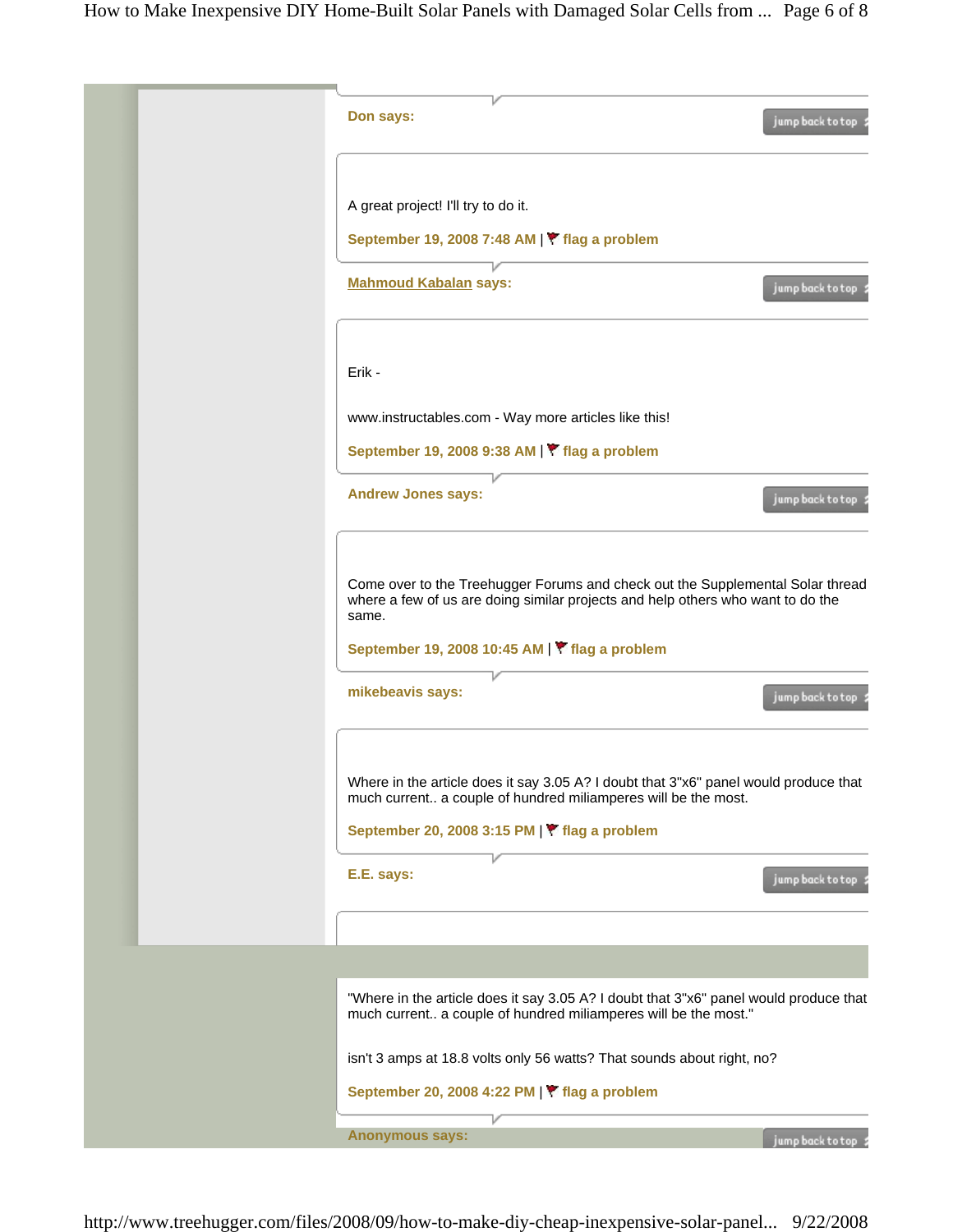**Don says:**

A great project! I'll try to do it.

September 19, 2008 7:48 AM | flag a problem

**Mahmoud Kabalan says:**

Erik -

www.instructables.com - Way more articles like this!

September 19, 2008 9:38 AM | flag a problem

**Andrew Jones says:**

Come over to the Treehugger Forums and check out the Supplemental Solar thread where a few of us are doing similar projects and help others who want to do the same.

September 19, 2008 10:45 AM | flag a problem

**mikebeavis says:**

Where in the article does it say 3.05 A? I doubt that 3"x6" panel would produce that much current.. a couple of hundred miliamperes will be the most.

September 20, 2008 3:15 PM | flag a problem

**E.E. says:**

"Where in the article does it say 3.05 A? I doubt that 3"x6" panel would produce that much current.. a couple of hundred miliamperes will be the most."

isn't 3 amps at 18.8 volts only 56 watts? That sounds about right, no?

September 20, 2008 4:22 PM | flag a problem

**Anonymous says:**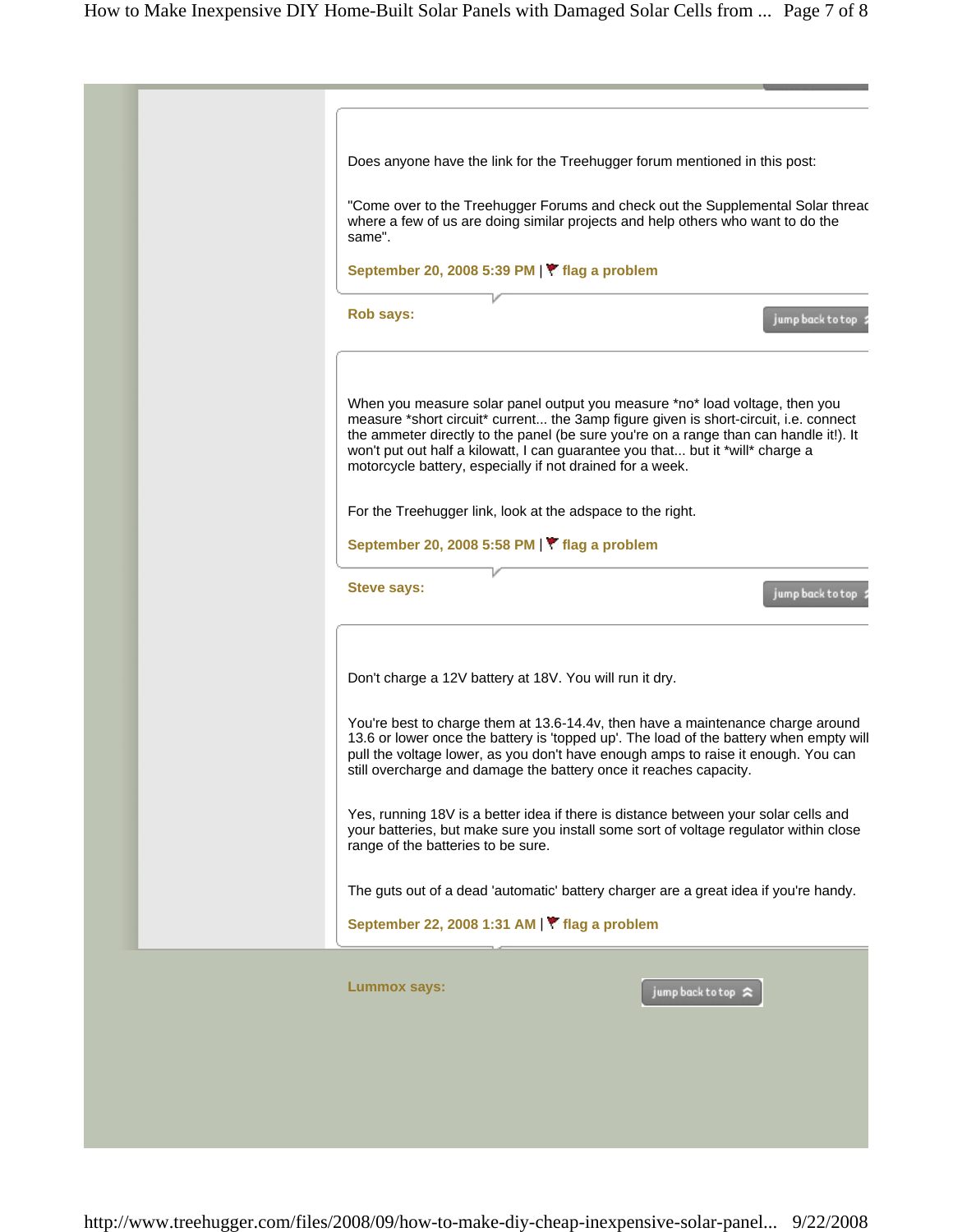Does anyone have the link for the Treehugger forum mentioned in this post:

"Come over to the Treehugger Forums and check out the Supplemental Solar thread where a few of us are doing similar projects and help others who want to do the same".

September 20, 2008 5:39 PM | flag a problem

**Rob says:**

When you measure solar panel output you measure *no* load voltage, then you measure *short circuit* current... the 3amp figure given is short-circuit, i.e. connect the ammeter directly to the panel (be sure you're on a range than can handle it!). It won't put out half a kilowatt, I can guarantee you that... but it *will* charge a motorcycle battery, especially if not drained for a week.

For the Treehugger link, look at the adspace to the right.

September 20, 2008 5:58 PM | flag a problem

**Steve says:**

Don't charge a 12V battery at 18V. You will run it dry.

You're best to charge them at 13.6-14.4v, then have a maintenance charge around 13.6 or lower once the battery is 'topped up'. The load of the battery when empty will pull the voltage lower, as you don't have enough amps to raise it enough. You can still overcharge and damage the battery once it reaches capacity.

Yes, running 18V is a better idea if there is distance between your solar cells and your batteries, but make sure you install some sort of voltage regulator within close range of the batteries to be sure.

The guts out of a dead 'automatic' battery charger are a great idea if you're handy.

September 22, 2008 1:31 AM | flag a problem

**Lummox says:**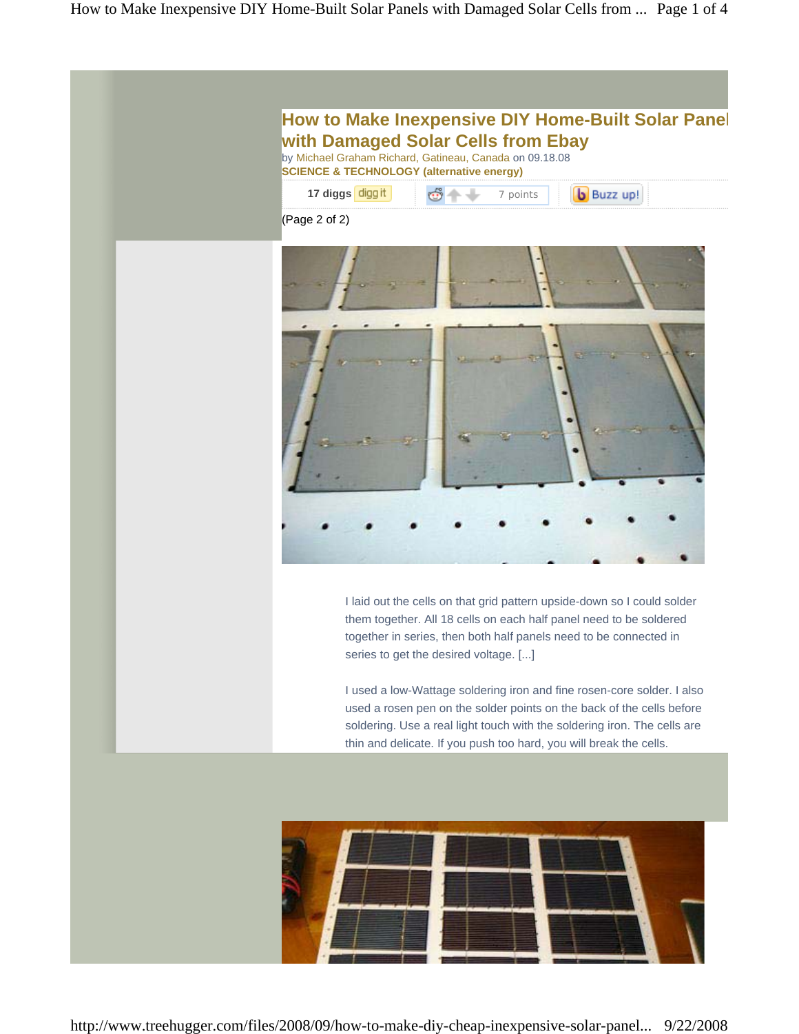# How to Make Inexpensive DIY Home-Built Solar Panel with Damaged Solar Cells from Ebay

by Michael Graham Richard, Gatineau, Canada on 09.18.08

**SCIENCE & TECHNOLOGY (alternative energy)**

17 diggs digg it | 7 points | Buzz up!

(Page 2 of 2)

I laid out the cells on that grid pattern upside-down so I could solder them together. All 18 cells on each half panel need to be soldered together in series, then both half panels need to be connected in series to get the desired voltage. [...]

I used a low-Wattage soldering iron and fine rosen-core solder. I also used a rosen pen on the solder points on the back of the cells before soldering. Use a real light touch with the soldering iron. The cells are thin and delicate. If you push too hard, you will break the cells.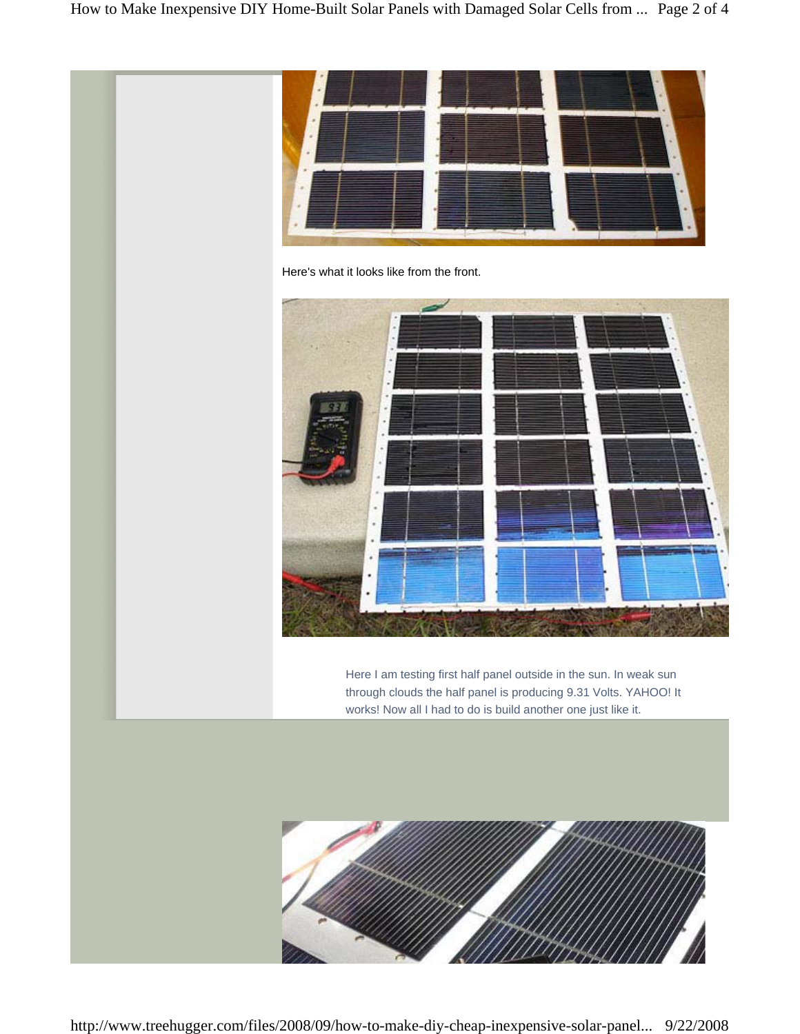Here's what it looks like from the front.

Here I am testing first half panel outside in the sun. In weak sun through clouds the half panel is producing 9.31 Volts. YAHOO! It works! Now all I had to do is build another one just like it.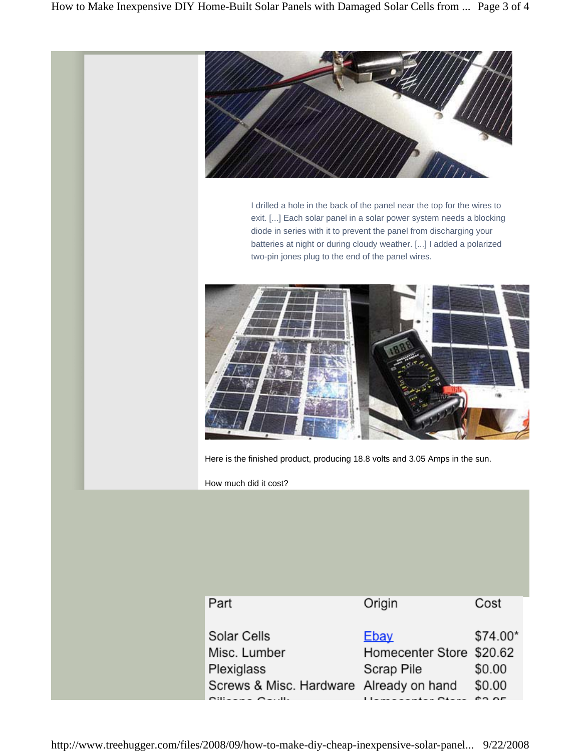I drilled a hole in the back of the panel near the top for the wires to exit. [...] Each solar panel in a solar power system needs a blocking diode in series with it to prevent the panel from discharging your batteries at night or during cloudy weather. [...] I added a polarized two-pin jones plug to the end of the panel wires.

Here is the finished product, producing 18.8 volts and 3.05 Amps in the sun.

How much did it cost?

| Part | Origin | Cost |
|---|---|---|
| Solar Cells | Ebay | $74.00* |
| Misc. Lumber | Homecenter Store | $20.62 |
| Plexiglass | Scrap Pile | $0.00 |
| Screws & Misc. Hardware | Already on hand | $0.00 |
| Silicone Caulk | Homecenter Store | $3.95 |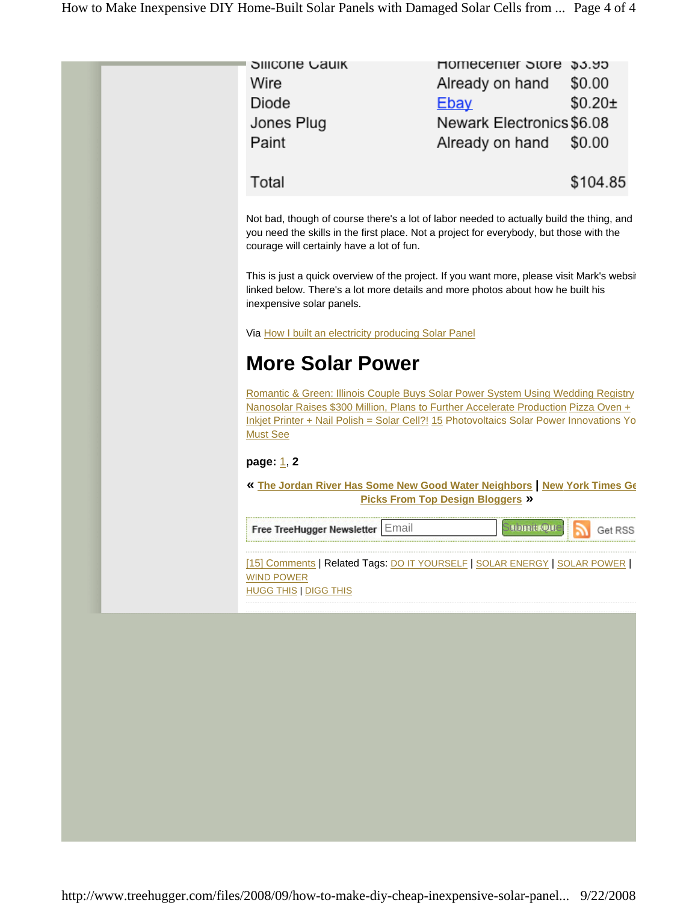| | | |
|---|---|---|
| Silicone Caulk | Homecenter Store | $3.95 |
| Wire | Already on hand | $0.00 |
| Diode | Ebay | $0.20± |
| Jones Plug | Newark Electronics | $6.08 |
| Paint | Already on hand | $0.00 |
| | | |
| Total | | $104.85 |

Not bad, though of course there's a lot of labor needed to actually build the thing, and you need the skills in the first place. Not a project for everybody, but those with the courage will certainly have a lot of fun.

This is just a quick overview of the project. If you want more, please visit Mark's websi linked below. There's a lot more details and more photos about how he built his inexpensive solar panels.

Via How I built an electricity producing Solar Panel

## More Solar Power

Romantic & Green: Illinois Couple Buys Solar Power System Using Wedding Registry Nanosolar Raises $300 Million, Plans to Further Accelerate Production Pizza Oven + Inkjet Printer + Nail Polish = Solar Cell?! 15 Photovoltaics Solar Power Innovations Yo Must See

**page:** 1, **2**

« **The Jordan River Has Some New Good Water Neighbors** | **New York Times Ge Picks From Top Design Bloggers** »

Free TreeHugger Newsletter Email Submit Que Get RSS

[15] Comments | Related Tags: DO IT YOURSELF | SOLAR ENERGY | SOLAR POWER | WIND POWER

HUGG THIS | DIGG THIS